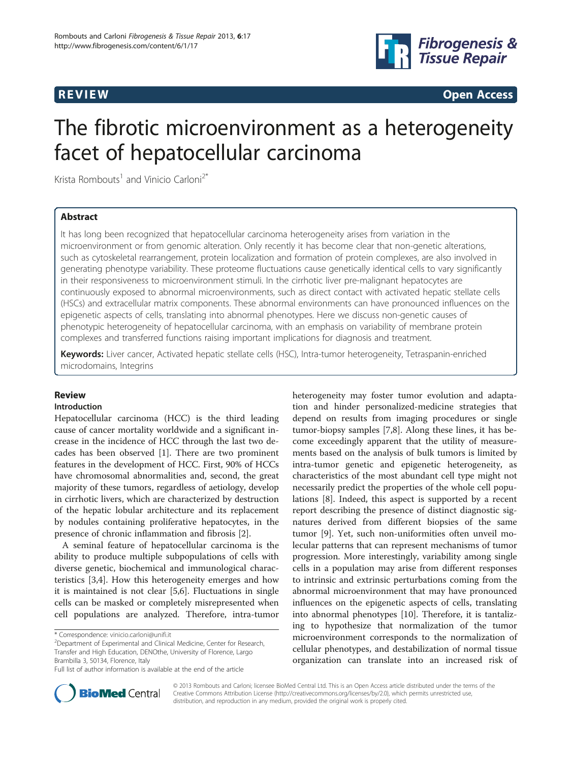REVIEW Open Access

# The fibrotic microenvironment as a heterogeneity facet of hepatocellular carcinoma

Krista Rombouts[1] and Vinicio Carloni[2*]

## Abstract

It has long been recognized that hepatocellular carcinoma heterogeneity arises from variation in the microenvironment or from genomic alteration. Only recently it has become clear that non-genetic alterations, such as cytoskeletal rearrangement, protein localization and formation of protein complexes, are also involved in generating phenotype variability. These proteome fluctuations cause genetically identical cells to vary significantly in their responsiveness to microenvironment stimuli. In the cirrhotic liver pre-malignant hepatocytes are continuously exposed to abnormal microenvironments, such as direct contact with activated hepatic stellate cells (HSCs) and extracellular matrix components. These abnormal environments can have pronounced influences on the epigenetic aspects of cells, translating into abnormal phenotypes. Here we discuss non-genetic causes of phenotypic heterogeneity of hepatocellular carcinoma, with an emphasis on variability of membrane protein complexes and transferred functions raising important implications for diagnosis and treatment.

**Keywords:** Liver cancer, Activated hepatic stellate cells (HSC), Intra-tumor heterogeneity, Tetraspanin-enriched microdomains, Integrins

## Review

### Introduction

Hepatocellular carcinoma (HCC) is the third leading cause of cancer mortality worldwide and a significant increase in the incidence of HCC through the last two decades has been observed [1]. There are two prominent features in the development of HCC. First, 90% of HCCs have chromosomal abnormalities and, second, the great majority of these tumors, regardless of aetiology, develop in cirrhotic livers, which are characterized by destruction of the hepatic lobular architecture and its replacement by nodules containing proliferative hepatocytes, in the presence of chronic inflammation and fibrosis [2].

A seminal feature of hepatocellular carcinoma is the ability to produce multiple subpopulations of cells with diverse genetic, biochemical and immunological characteristics [3,4]. How this heterogeneity emerges and how it is maintained is not clear [5,6]. Fluctuations in single cells can be masked or completely misrepresented when cell populations are analyzed. Therefore, intra-tumor heterogeneity may foster tumor evolution and adaptation and hinder personalized-medicine strategies that depend on results from imaging procedures or single tumor-biopsy samples [7,8]. Along these lines, it has become exceedingly apparent that the utility of measurements based on the analysis of bulk tumors is limited by intra-tumor genetic and epigenetic heterogeneity, as characteristics of the most abundant cell type might not necessarily predict the properties of the whole cell populations [8]. Indeed, this aspect is supported by a recent report describing the presence of distinct diagnostic signatures derived from different biopsies of the same tumor [9]. Yet, such non-uniformities often unveil molecular patterns that can represent mechanisms of tumor progression. More interestingly, variability among single cells in a population may arise from different responses to intrinsic and extrinsic perturbations coming from the abnormal microenvironment that may have pronounced influences on the epigenetic aspects of cells, translating into abnormal phenotypes [10]. Therefore, it is tantalizing to hypothesize that normalization of the tumor microenvironment corresponds to the normalization of cellular phenotypes, and destabilization of normal tissue organization can translate into an increased risk of

* Correspondence: vinicio.carloni@unifi.it
[2]Department of Experimental and Clinical Medicine, Center for Research, Transfer and High Education, DENOthe, University of Florence, Largo Brambilla 3, 50134, Florence, Italy
Full list of author information is available at the end of the article

© 2013 Rombouts and Carloni; licensee BioMed Central Ltd. This is an Open Access article distributed under the terms of the Creative Commons Attribution License (http://creativecommons.org/licenses/by/2.0), which permits unrestricted use, distribution, and reproduction in any medium, provided the original work is properly cited.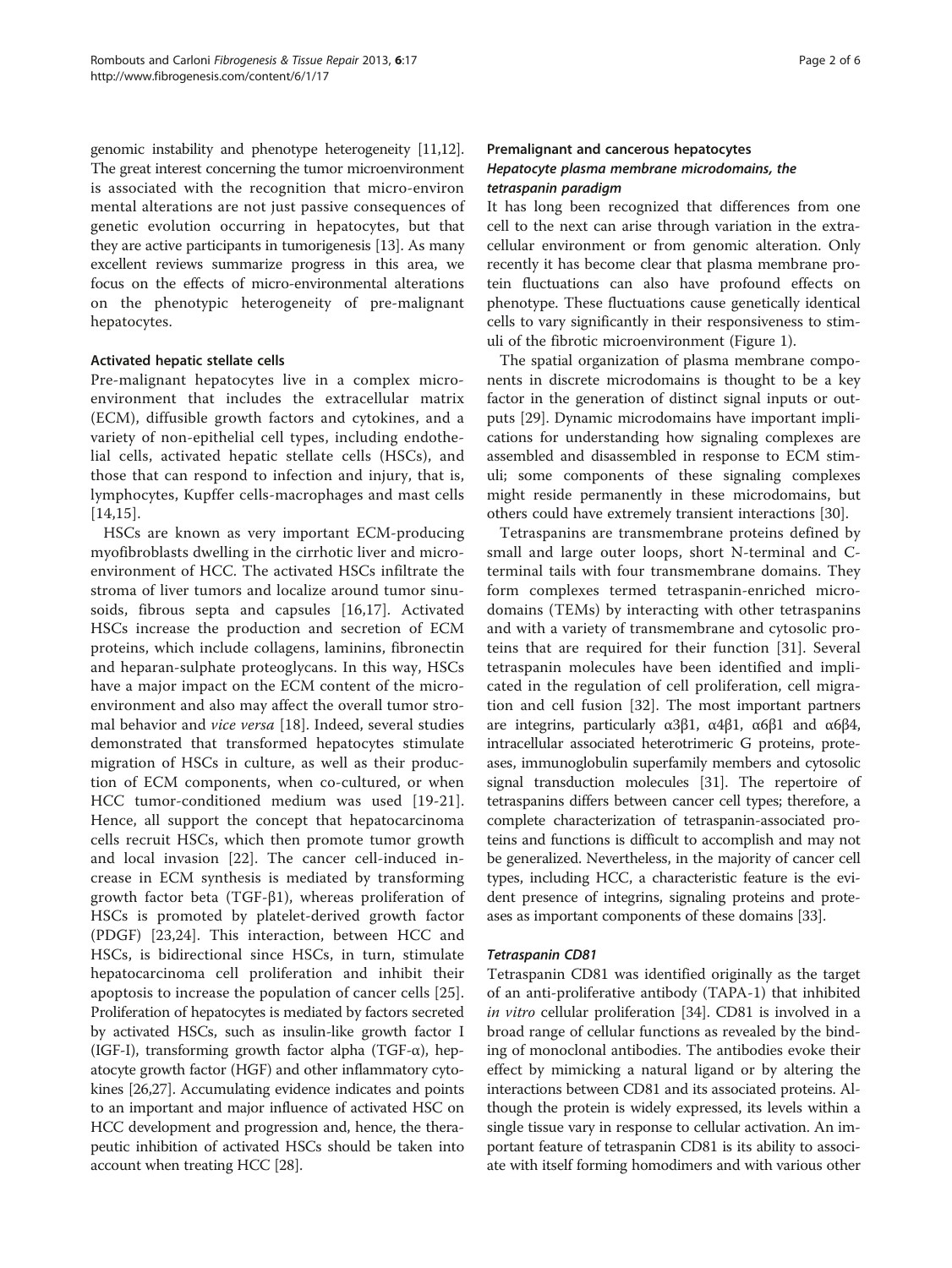genomic instability and phenotype heterogeneity [11,12]. The great interest concerning the tumor microenvironment is associated with the recognition that micro-environ mental alterations are not just passive consequences of genetic evolution occurring in hepatocytes, but that they are active participants in tumorigenesis [13]. As many excellent reviews summarize progress in this area, we focus on the effects of micro-environmental alterations on the phenotypic heterogeneity of pre-malignant hepatocytes.

### Activated hepatic stellate cells

Pre-malignant hepatocytes live in a complex microenvironment that includes the extracellular matrix (ECM), diffusible growth factors and cytokines, and a variety of non-epithelial cell types, including endothelial cells, activated hepatic stellate cells (HSCs), and those that can respond to infection and injury, that is, lymphocytes, Kupffer cells-macrophages and mast cells [14,15].

HSCs are known as very important ECM-producing myofibroblasts dwelling in the cirrhotic liver and microenvironment of HCC. The activated HSCs infiltrate the stroma of liver tumors and localize around tumor sinusoids, fibrous septa and capsules [16,17]. Activated HSCs increase the production and secretion of ECM proteins, which include collagens, laminins, fibronectin and heparan-sulphate proteoglycans. In this way, HSCs have a major impact on the ECM content of the microenvironment and also may affect the overall tumor stromal behavior and *vice versa* [18]. Indeed, several studies demonstrated that transformed hepatocytes stimulate migration of HSCs in culture, as well as their production of ECM components, when co-cultured, or when HCC tumor-conditioned medium was used [19-21]. Hence, all support the concept that hepatocarcinoma cells recruit HSCs, which then promote tumor growth and local invasion [22]. The cancer cell-induced increase in ECM synthesis is mediated by transforming growth factor beta (TGF-β1), whereas proliferation of HSCs is promoted by platelet-derived growth factor (PDGF) [23,24]. This interaction, between HCC and HSCs, is bidirectional since HSCs, in turn, stimulate hepatocarcinoma cell proliferation and inhibit their apoptosis to increase the population of cancer cells [25]. Proliferation of hepatocytes is mediated by factors secreted by activated HSCs, such as insulin-like growth factor I (IGF-I), transforming growth factor alpha (TGF-α), hepatocyte growth factor (HGF) and other inflammatory cytokines [26,27]. Accumulating evidence indicates and points to an important and major influence of activated HSC on HCC development and progression and, hence, the therapeutic inhibition of activated HSCs should be taken into account when treating HCC [28].

## Premalignant and cancerous hepatocytes

### *Hepatocyte plasma membrane microdomains, the tetraspanin paradigm*

It has long been recognized that differences from one cell to the next can arise through variation in the extracellular environment or from genomic alteration. Only recently it has become clear that plasma membrane protein fluctuations can also have profound effects on phenotype. These fluctuations cause genetically identical cells to vary significantly in their responsiveness to stimuli of the fibrotic microenvironment (Figure 1).

The spatial organization of plasma membrane components in discrete microdomains is thought to be a key factor in the generation of distinct signal inputs or outputs [29]. Dynamic microdomains have important implications for understanding how signaling complexes are assembled and disassembled in response to ECM stimuli; some components of these signaling complexes might reside permanently in these microdomains, but others could have extremely transient interactions [30].

Tetraspanins are transmembrane proteins defined by small and large outer loops, short N-terminal and C-terminal tails with four transmembrane domains. They form complexes termed tetraspanin-enriched microdomains (TEMs) by interacting with other tetraspanins and with a variety of transmembrane and cytosolic proteins that are required for their function [31]. Several tetraspanin molecules have been identified and implicated in the regulation of cell proliferation, cell migration and cell fusion [32]. The most important partners are integrins, particularly α3β1, α4β1, α6β1 and α6β4, intracellular associated heterotrimeric G proteins, proteases, immunoglobulin superfamily members and cytosolic signal transduction molecules [31]. The repertoire of tetraspanins differs between cancer cell types; therefore, a complete characterization of tetraspanin-associated proteins and functions is difficult to accomplish and may not be generalized. Nevertheless, in the majority of cancer cell types, including HCC, a characteristic feature is the evident presence of integrins, signaling proteins and proteases as important components of these domains [33].

### *Tetraspanin CD81*

Tetraspanin CD81 was identified originally as the target of an anti-proliferative antibody (TAPA-1) that inhibited *in vitro* cellular proliferation [34]. CD81 is involved in a broad range of cellular functions as revealed by the binding of monoclonal antibodies. The antibodies evoke their effect by mimicking a natural ligand or by altering the interactions between CD81 and its associated proteins. Although the protein is widely expressed, its levels within a single tissue vary in response to cellular activation. An important feature of tetraspanin CD81 is its ability to associate with itself forming homodimers and with various other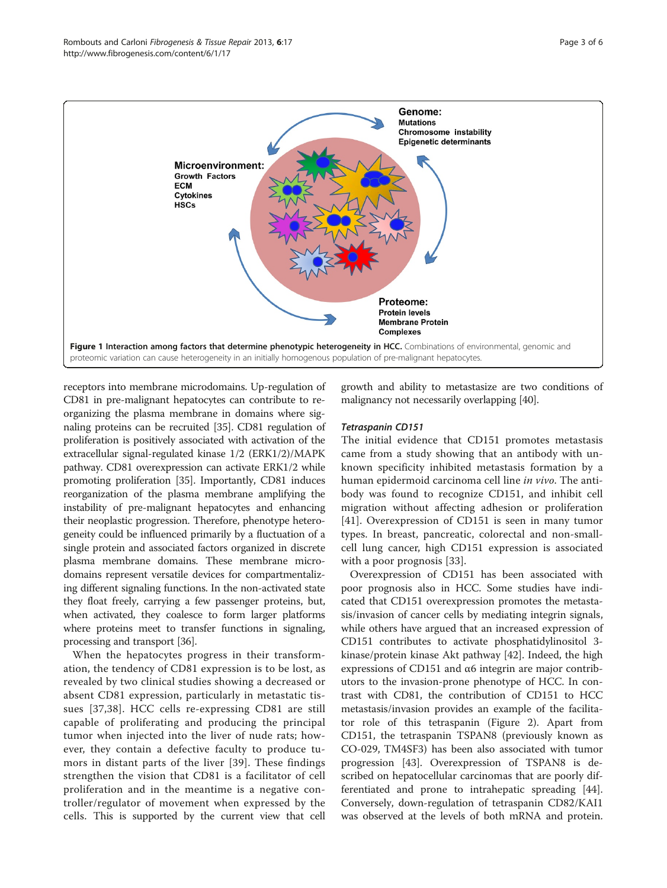**Figure 1 Interaction among factors that determine phenotypic heterogeneity in HCC.** Combinations of environmental, genomic and proteomic variation can cause heterogeneity in an initially homogenous population of pre-malignant hepatocytes.

receptors into membrane microdomains. Up-regulation of CD81 in pre-malignant hepatocytes can contribute to reorganizing the plasma membrane in domains where signaling proteins can be recruited [35]. CD81 regulation of proliferation is positively associated with activation of the extracellular signal-regulated kinase 1/2 (ERK1/2)/MAPK pathway. CD81 overexpression can activate ERK1/2 while promoting proliferation [35]. Importantly, CD81 induces reorganization of the plasma membrane amplifying the instability of pre-malignant hepatocytes and enhancing their neoplastic progression. Therefore, phenotype heterogeneity could be influenced primarily by a fluctuation of a single protein and associated factors organized in discrete plasma membrane domains. These membrane microdomains represent versatile devices for compartmentalizing different signaling functions. In the non-activated state they float freely, carrying a few passenger proteins, but, when activated, they coalesce to form larger platforms where proteins meet to transfer functions in signaling, processing and transport [36].

When the hepatocytes progress in their transformation, the tendency of CD81 expression is to be lost, as revealed by two clinical studies showing a decreased or absent CD81 expression, particularly in metastatic tissues [37,38]. HCC cells re-expressing CD81 are still capable of proliferating and producing the principal tumor when injected into the liver of nude rats; however, they contain a defective faculty to produce tumors in distant parts of the liver [39]. These findings strengthen the vision that CD81 is a facilitator of cell proliferation and in the meantime is a negative controller/regulator of movement when expressed by the cells. This is supported by the current view that cell growth and ability to metastasize are two conditions of malignancy not necessarily overlapping [40].

#### *Tetraspanin CD151*

The initial evidence that CD151 promotes metastasis came from a study showing that an antibody with unknown specificity inhibited metastasis formation by a human epidermoid carcinoma cell line *in vivo*. The antibody was found to recognize CD151, and inhibit cell migration without affecting adhesion or proliferation [41]. Overexpression of CD151 is seen in many tumor types. In breast, pancreatic, colorectal and non-small-cell lung cancer, high CD151 expression is associated with a poor prognosis [33].

Overexpression of CD151 has been associated with poor prognosis also in HCC. Some studies have indicated that CD151 overexpression promotes the metastasis/invasion of cancer cells by mediating integrin signals, while others have argued that an increased expression of CD151 contributes to activate phosphatidylinositol 3-kinase/protein kinase Akt pathway [42]. Indeed, the high expressions of CD151 and α6 integrin are major contributors to the invasion-prone phenotype of HCC. In contrast with CD81, the contribution of CD151 to HCC metastasis/invasion provides an example of the facilitator role of this tetraspanin (Figure 2). Apart from CD151, the tetraspanin TSPAN8 (previously known as CO-029, TM4SF3) has been also associated with tumor progression [43]. Overexpression of TSPAN8 is described on hepatocellular carcinomas that are poorly differentiated and prone to intrahepatic spreading [44]. Conversely, down-regulation of tetraspanin CD82/KAI1 was observed at the levels of both mRNA and protein.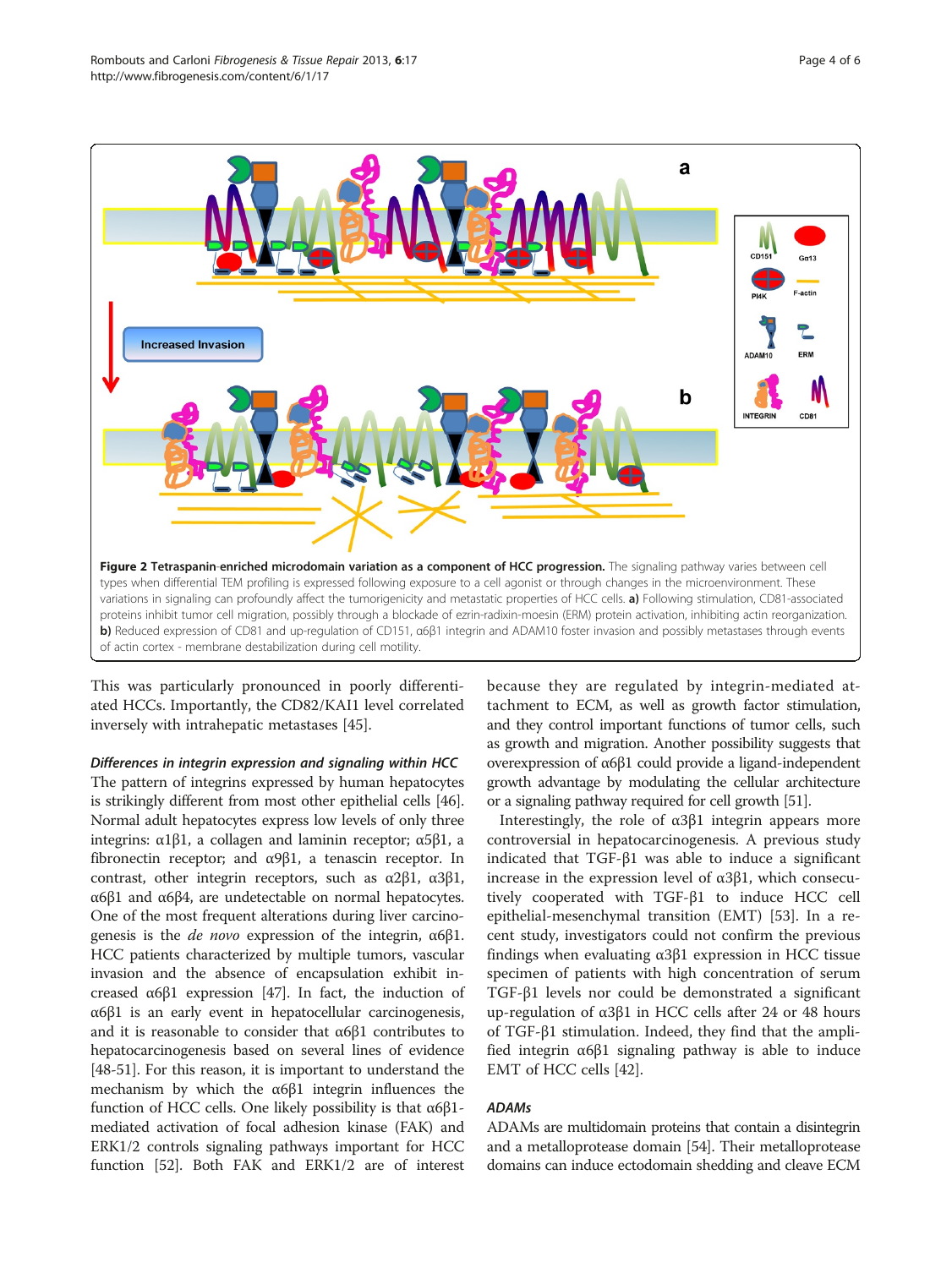**Figure 2 Tetraspanin-enriched microdomain variation as a component of HCC progression.** The signaling pathway varies between cell types when differential TEM profiling is expressed following exposure to a cell agonist or through changes in the microenvironment. These variations in signaling can profoundly affect the tumorigenicity and metastatic properties of HCC cells. **a)** Following stimulation, CD81-associated proteins inhibit tumor cell migration, possibly through a blockade of ezrin-radixin-moesin (ERM) protein activation, inhibiting actin reorganization. **b)** Reduced expression of CD81 and up-regulation of CD151, α6β1 integrin and ADAM10 foster invasion and possibly metastases through events of actin cortex - membrane destabilization during cell motility.

This was particularly pronounced in poorly differentiated HCCs. Importantly, the CD82/KAI1 level correlated inversely with intrahepatic metastases [45].

### *Differences in integrin expression and signaling within HCC*

The pattern of integrins expressed by human hepatocytes is strikingly different from most other epithelial cells [46]. Normal adult hepatocytes express low levels of only three integrins: α1β1, a collagen and laminin receptor; α5β1, a fibronectin receptor; and α9β1, a tenascin receptor. In contrast, other integrin receptors, such as α2β1, α3β1, α6β1 and α6β4, are undetectable on normal hepatocytes. One of the most frequent alterations during liver carcinogenesis is the *de novo* expression of the integrin, α6β1. HCC patients characterized by multiple tumors, vascular invasion and the absence of encapsulation exhibit increased α6β1 expression [47]. In fact, the induction of α6β1 is an early event in hepatocellular carcinogenesis, and it is reasonable to consider that α6β1 contributes to hepatocarcinogenesis based on several lines of evidence [48-51]. For this reason, it is important to understand the mechanism by which the α6β1 integrin influences the function of HCC cells. One likely possibility is that α6β1-mediated activation of focal adhesion kinase (FAK) and ERK1/2 controls signaling pathways important for HCC function [52]. Both FAK and ERK1/2 are of interest because they are regulated by integrin-mediated attachment to ECM, as well as growth factor stimulation, and they control important functions of tumor cells, such as growth and migration. Another possibility suggests that overexpression of α6β1 could provide a ligand-independent growth advantage by modulating the cellular architecture or a signaling pathway required for cell growth [51].

Interestingly, the role of α3β1 integrin appears more controversial in hepatocarcinogenesis. A previous study indicated that TGF-β1 was able to induce a significant increase in the expression level of α3β1, which consecutively cooperated with TGF-β1 to induce HCC cell epithelial-mesenchymal transition (EMT) [53]. In a recent study, investigators could not confirm the previous findings when evaluating α3β1 expression in HCC tissue specimen of patients with high concentration of serum TGF-β1 levels nor could be demonstrated a significant up-regulation of α3β1 in HCC cells after 24 or 48 hours of TGF-β1 stimulation. Indeed, they find that the amplified integrin α6β1 signaling pathway is able to induce EMT of HCC cells [42].

### *ADAMs*

ADAMs are multidomain proteins that contain a disintegrin and a metalloprotease domain [54]. Their metalloprotease domains can induce ectodomain shedding and cleave ECM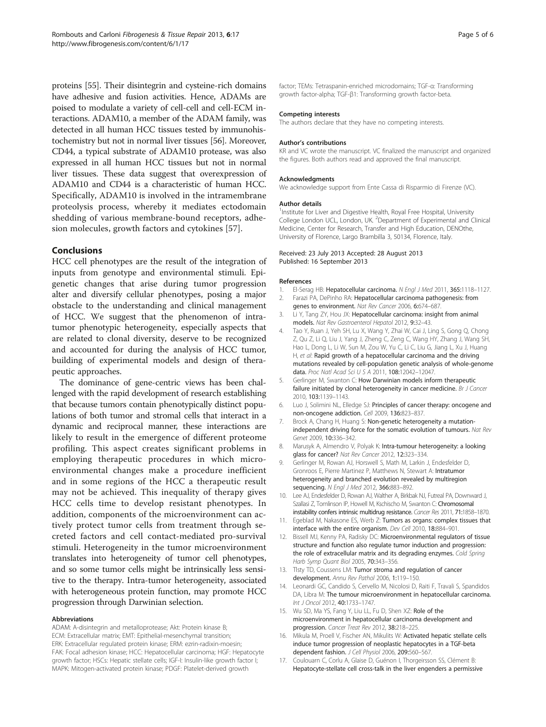proteins [55]. Their disintegrin and cysteine-rich domains have adhesive and fusion activities. Hence, ADAMs are poised to modulate a variety of cell-cell and cell-ECM interactions. ADAM10, a member of the ADAM family, was detected in all human HCC tissues tested by immunohistochemistry but not in normal liver tissues [56]. Moreover, CD44, a typical substrate of ADAM10 protease, was also expressed in all human HCC tissues but not in normal liver tissues. These data suggest that overexpression of ADAM10 and CD44 is a characteristic of human HCC. Specifically, ADAM10 is involved in the intramembrane proteolysis process, whereby it mediates ectodomain shedding of various membrane-bound receptors, adhesion molecules, growth factors and cytokines [57].

## Conclusions

HCC cell phenotypes are the result of the integration of inputs from genotype and environmental stimuli. Epigenetic changes that arise during tumor progression alter and diversify cellular phenotypes, posing a major obstacle to the understanding and clinical management of HCC. We suggest that the phenomenon of intratumor phenotypic heterogeneity, especially aspects that are related to clonal diversity, deserve to be recognized and accounted for during the analysis of HCC tumor, building of experimental models and design of therapeutic approaches.

The dominance of gene-centric views has been challenged with the rapid development of research establishing that because tumors contain phenotypically distinct populations of both tumor and stromal cells that interact in a dynamic and reciprocal manner, these interactions are likely to result in the emergence of different proteome profiling. This aspect creates significant problems in employing therapeutic procedures in which microenvironmental changes make a procedure inefficient and in some regions of the HCC a therapeutic result may not be achieved. This inequality of therapy gives HCC cells time to develop resistant phenotypes. In addition, components of the microenvironment can actively protect tumor cells from treatment through secreted factors and cell contact-mediated pro-survival stimuli. Heterogeneity in the tumor microenvironment translates into heterogeneity of tumor cell phenotypes, and so some tumor cells might be intrinsically less sensitive to the therapy. Intra-tumor heterogeneity, associated with heterogeneous protein function, may promote HCC progression through Darwinian selection.

#### Abbreviations

ADAM: A-disintegrin and metalloprotease; Akt: Protein kinase B; ECM: Extracellular matrix; EMT: Epithelial-mesenchymal transition; ERK: Extracellular regulated protein kinase; ERM: ezrin-radixin-moesin; FAK: Focal adhesion kinase; HCC: Hepatocellular carcinoma; HGF: Hepatocyte growth factor; HSCs: Hepatic stellate cells; IGF-I: Insulin-like growth factor I; MAPK: Mitogen-activated protein kinase; PDGF: Platelet-derived growth factor; TEMs: Tetraspanin-enriched microdomains; TGF-α: Transforming growth factor-alpha; TGF-β1: Transforming growth factor-beta.

#### Competing interests

The authors declare that they have no competing interests.

#### Author's contributions

KR and VC wrote the manuscript. VC finalized the manuscript and organized the figures. Both authors read and approved the final manuscript.

#### Acknowledgments

We acknowledge support from Ente Cassa di Risparmio di Firenze (VC).

#### Author details

[1]Institute for Liver and Digestive Health, Royal Free Hospital, University College London UCL, London, UK. [2]Department of Experimental and Clinical Medicine, Center for Research, Transfer and High Education, DENOthe, University of Florence, Largo Brambilla 3, 50134, Florence, Italy.

Received: 23 July 2013 Accepted: 28 August 2013
Published: 16 September 2013

#### References

1. El-Serag HB: **Hepatocellular carcinoma.** *N Engl J Med* 2011, **365:**1118–1127.
2. Farazi PA, DePinho RA: **Hepatocellular carcinoma pathogenesis: from genes to environment.** *Nat Rev Cancer* 2006, **6:**674–687.
3. Li Y, Tang ZY, Hou JX: **Hepatocellular carcinoma: insight from animal models.** *Nat Rev Gastroenterol Hepatol* 2012, **9:**32–43.
4. Tao Y, Ruan J, Yeh SH, Lu X, Wang Y, Zhai W, Cai J, Ling S, Gong Q, Chong Z, Qu Z, Li Q, Liu J, Yang J, Zheng C, Zeng C, Wang HY, Zhang J, Wang SH, Hao L, Dong L, Li W, Sun M, Zou W, Yu C, Li C, Liu G, Jiang L, Xu J, Huang H, *et al*: **Rapid growth of a hepatocellular carcinoma and the driving mutations revealed by cell-population genetic analysis of whole-genome data.** *Proc Natl Acad Sci U S A* 2011, **108:**12042–12047.
5. Gerlinger M, Swanton C: **How Darwinian models inform therapeutic failure initiated by clonal heterogeneity in cancer medicine.** *Br J Cancer* 2010, **103:**1139–1143.
6. Luo J, Solimini NL, Elledge SJ: **Principles of cancer therapy: oncogene and non-oncogene addiction.** *Cell* 2009, **136:**823–837.
7. Brock A, Chang H, Huang S: **Non-genetic heterogeneity a mutation-independent driving force for the somatic evolution of tumours.** *Nat Rev Genet* 2009, **10:**336–342.
8. Marusyk A, Almendro V, Polyak K: **Intra-tumour heterogeneity: a looking glass for cancer?** *Nat Rev Cancer* 2012, **12:**323–334.
9. Gerlinger M, Rowan AJ, Horswell S, Math M, Larkin J, Endesfelder D, Gronroos E, Pierre Martinez P, Matthews N, Stewart A: **Intratumor heterogeneity and branched evolution revealed by multiregion sequencing.** *N Engl J Med* 2012, **366:**883–892.
10. Lee AJ, Endesfelder D, Rowan AJ, Walther A, Birkbak NJ, Futreal PA, Downward J, Szallasi Z, Tomlinson IP, Howell M, Kschischo M, Swanton C: **Chromosomal instability confers intrinsic multidrug resistance.** *Cancer Res* 2011, **71:**1858–1870.
11. Egeblad M, Nakasone ES, Werb Z: **Tumors as organs: complex tissues that interface with the entire organism.** *Dev Cell* 2010, **18:**884–901.
12. Bissell MJ, Kenny PA, Radisky DC: **Microenvironmental regulators of tissue structure and function also regulate tumor induction and progression: the role of extracellular matrix and its degrading enzymes.** *Cold Spring Harb Symp Quant Biol* 2005, **70:**343–356.
13. Tlsty TD, Coussens LM: **Tumor stroma and regulation of cancer development.** *Annu Rev Pathol* 2006, **1:**119–150.
14. Leonardi GC, Candido S, Cervello M, Nicolosi D, Raiti F, Travali S, Spandidos DA, Libra M: **The tumour microenvironment in hepatocellular carcinoma.** *Int J Oncol* 2012, **40:**1733–1747.
15. Wu SD, Ma YS, Fang Y, Liu LL, Fu D, Shen XZ: **Role of the microenvironment in hepatocellular carcinoma development and progression.** *Cancer Treat Rev* 2012, **38:**218–225.
16. Mikula M, Proell V, Fischer AN, Mikulits W: **Activated hepatic stellate cells induce tumor progression of neoplastic hepatocytes in a TGF-beta dependent fashion.** *J Cell Physiol* 2006, **209:**560–567.
17. Coulouarn C, Corlu A, Glaise D, Guénon I, Thorgeirsson SS, Clément B: **Hepatocyte-stellate cell cross-talk in the liver engenders a permissive**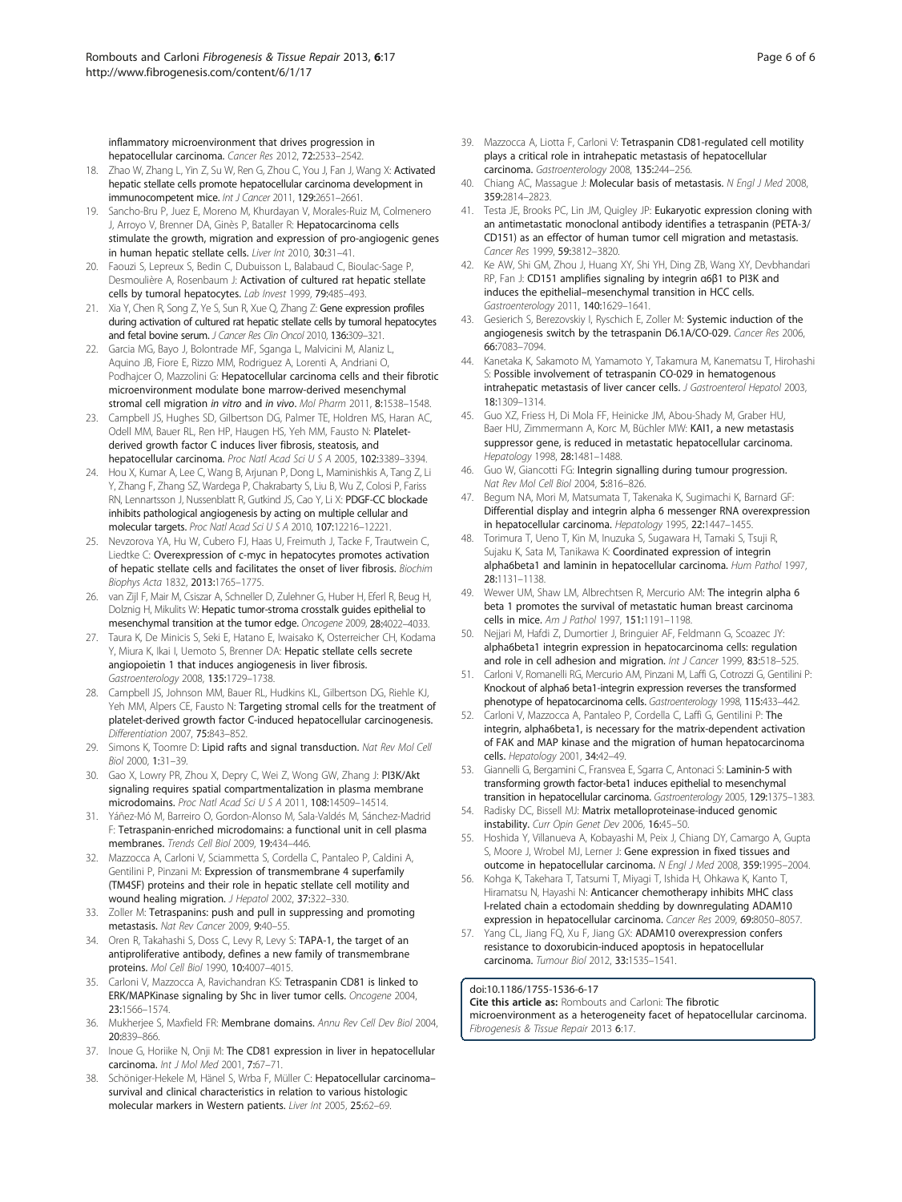inflammatory microenvironment that drives progression in hepatocellular carcinoma. *Cancer Res* 2012, **72:**2533–2542.

18. Zhao W, Zhang L, Yin Z, Su W, Ren G, Zhou C, You J, Fan J, Wang X: **Activated hepatic stellate cells promote hepatocellular carcinoma development in immunocompetent mice.** *Int J Cancer* 2011, **129:**2651–2661.
19. Sancho-Bru P, Juez E, Moreno M, Khurdayan V, Morales-Ruiz M, Colmenero J, Arroyo V, Brenner DA, Ginès P, Bataller R: **Hepatocarcinoma cells stimulate the growth, migration and expression of pro-angiogenic genes in human hepatic stellate cells.** *Liver Int* 2010, **30:**31–41.
20. Faouzi S, Lepreux S, Bedin C, Dubuisson L, Balabaud C, Bioulac-Sage P, Desmoulière A, Rosenbaum J: **Activation of cultured rat hepatic stellate cells by tumoral hepatocytes.** *Lab Invest* 1999, **79:**485–493.
21. Xia Y, Chen R, Song Z, Ye S, Sun R, Xue Q, Zhang Z: **Gene expression profiles during activation of cultured rat hepatic stellate cells by tumoral hepatocytes and fetal bovine serum.** *J Cancer Res Clin Oncol* 2010, **136:**309–321.
22. Garcia MG, Bayo J, Bolontrade MF, Sganga L, Malvicini M, Alaniz L, Aquino JB, Fiore E, Rizzo MM, Rodriguez A, Lorenti A, Andriani O, Podhajcer O, Mazzolini G: **Hepatocellular carcinoma cells and their fibrotic microenvironment modulate bone marrow-derived mesenchymal stromal cell migration *in vitro* and *in vivo*.** *Mol Pharm* 2011, **8:**1538–1548.
23. Campbell JS, Hughes SD, Gilbertson DG, Palmer TE, Holdren MS, Haran AC, Odell MM, Bauer RL, Ren HP, Haugen HS, Yeh MM, Fausto N: **Platelet-derived growth factor C induces liver fibrosis, steatosis, and hepatocellular carcinoma.** *Proc Natl Acad Sci U S A* 2005, **102:**3389–3394.
24. Hou X, Kumar A, Lee C, Wang B, Arjunan P, Dong L, Maminishkis A, Tang Z, Li Y, Zhang F, Zhang SZ, Wardega P, Chakrabarty S, Liu B, Wu Z, Colosi P, Fariss RN, Lennartsson J, Nussenblatt R, Gutkind JS, Cao Y, Li X: **PDGF-CC blockade inhibits pathological angiogenesis by acting on multiple cellular and molecular targets.** *Proc Natl Acad Sci U S A* 2010, **107:**12216–12221.
25. Nevzorova YA, Hu W, Cubero FJ, Haas U, Freimuth J, Tacke F, Trautwein C, Liedtke C: **Overexpression of c-myc in hepatocytes promotes activation of hepatic stellate cells and facilitates the onset of liver fibrosis.** *Biochim Biophys Acta* 1832, **2013:**1765–1775.
26. van Zijl F, Mair M, Csiszar A, Schneller D, Zulehner G, Huber H, Eferl R, Beug H, Dolznig H, Mikulits W: **Hepatic tumor-stroma crosstalk guides epithelial to mesenchymal transition at the tumor edge.** *Oncogene* 2009, **28:**4022–4033.
27. Taura K, De Minicis S, Seki E, Hatano E, Iwaisako K, Osterreicher CH, Kodama Y, Miura K, Ikai I, Uemoto S, Brenner DA: **Hepatic stellate cells secrete angiopoietin 1 that induces angiogenesis in liver fibrosis.** *Gastroenterology* 2008, **135:**1729–1738.
28. Campbell JS, Johnson MM, Bauer RL, Hudkins KL, Gilbertson DG, Riehle KJ, Yeh MM, Alpers CE, Fausto N: **Targeting stromal cells for the treatment of platelet-derived growth factor C-induced hepatocellular carcinogenesis.** *Differentiation* 2007, **75:**843–852.
29. Simons K, Toomre D: **Lipid rafts and signal transduction.** *Nat Rev Mol Cell Biol* 2000, **1:**31–39.
30. Gao X, Lowry PR, Zhou X, Depry C, Wei Z, Wong GW, Zhang J: **PI3K/Akt signaling requires spatial compartmentalization in plasma membrane microdomains.** *Proc Natl Acad Sci U S A* 2011, **108:**14509–14514.
31. Yáñez-Mó M, Barreiro O, Gordon-Alonso M, Sala-Valdés M, Sánchez-Madrid F: **Tetraspanin-enriched microdomains: a functional unit in cell plasma membranes.** *Trends Cell Biol* 2009, **19:**434–446.
32. Mazzocca A, Carloni V, Sciammetta S, Cordella C, Pantaleo P, Caldini A, Gentilini P, Pinzani M: **Expression of transmembrane 4 superfamily (TM4SF) proteins and their role in hepatic stellate cell motility and wound healing migration.** *J Hepatol* 2002, **37:**322–330.
33. Zoller M: **Tetraspanins: push and pull in suppressing and promoting metastasis.** *Nat Rev Cancer* 2009, **9:**40–55.
34. Oren R, Takahashi S, Doss C, Levy R, Levy S: **TAPA-1, the target of an antiproliferative antibody, defines a new family of transmembrane proteins.** *Mol Cell Biol* 1990, **10:**4007–4015.
35. Carloni V, Mazzocca A, Ravichandran KS: **Tetraspanin CD81 is linked to ERK/MAPKinase signaling by Shc in liver tumor cells.** *Oncogene* 2004, **23:**1566–1574.
36. Mukherjee S, Maxfield FR: **Membrane domains.** *Annu Rev Cell Dev Biol* 2004, **20:**839–866.
37. Inoue G, Horiike N, Onji M: **The CD81 expression in liver in hepatocellular carcinoma.** *Int J Mol Med* 2001, **7:**67–71.
38. Schöniger-Hekele M, Hänel S, Wrba F, Müller C: **Hepatocellular carcinoma–survival and clinical characteristics in relation to various histologic molecular markers in Western patients.** *Liver Int* 2005, **25:**62–69.
39. Mazzocca A, Liotta F, Carloni V: **Tetraspanin CD81-regulated cell motility plays a critical role in intrahepatic metastasis of hepatocellular carcinoma.** *Gastroenterology* 2008, **135:**244–256.
40. Chiang AC, Massague J: **Molecular basis of metastasis.** *N Engl J Med* 2008, **359:**2814–2823.
41. Testa JE, Brooks PC, Lin JM, Quigley JP: **Eukaryotic expression cloning with an antimetastatic monoclonal antibody identifies a tetraspanin (PETA-3/CD151) as an effector of human tumor cell migration and metastasis.** *Cancer Res* 1999, **59:**3812–3820.
42. Ke AW, Shi GM, Zhou J, Huang XY, Shi YH, Ding ZB, Wang XY, Devbhandari RP, Fan J: **CD151 amplifies signaling by integrin α6β1 to PI3K and induces the epithelial–mesenchymal transition in HCC cells.** *Gastroenterology* 2011, **140:**1629–1641.
43. Gesierich S, Berezovskiy I, Ryschich E, Zoller M: **Systemic induction of the angiogenesis switch by the tetraspanin D6.1A/CO-029.** *Cancer Res* 2006, **66:**7083–7094.
44. Kanetaka K, Sakamoto M, Yamamoto Y, Takamura M, Kanematsu T, Hirohashi S: **Possible involvement of tetraspanin CO-029 in hematogenous intrahepatic metastasis of liver cancer cells.** *J Gastroenterol Hepatol* 2003, **18:**1309–1314.
45. Guo XZ, Friess H, Di Mola FF, Heinicke JM, Abou-Shady M, Graber HU, Baer HU, Zimmermann A, Korc M, Büchler MW: **KAI1, a new metastasis suppressor gene, is reduced in metastatic hepatocellular carcinoma.** *Hepatology* 1998, **28:**1481–1488.
46. Guo W, Giancotti FG: **Integrin signalling during tumour progression.** *Nat Rev Mol Cell Biol* 2004, **5:**816–826.
47. Begum NA, Mori M, Matsumata T, Takenaka K, Sugimachi K, Barnard GF: **Differential display and integrin alpha 6 messenger RNA overexpression in hepatocellular carcinoma.** *Hepatology* 1995, **22:**1447–1455.
48. Torimura T, Ueno T, Kin M, Inuzuka S, Sugawara H, Tamaki S, Tsuji R, Sujaku K, Sata M, Tanikawa K: **Coordinated expression of integrin alpha6beta1 and laminin in hepatocellular carcinoma.** *Hum Pathol* 1997, **28:**1131–1138.
49. Wewer UM, Shaw LM, Albrechtsen R, Mercurio AM: **The integrin alpha 6 beta 1 promotes the survival of metastatic human breast carcinoma cells in mice.** *Am J Pathol* 1997, **151:**1191–1198.
50. Nejjari M, Hafdi Z, Dumortier J, Bringuier AF, Feldmann G, Scoazec JY: **alpha6beta1 integrin expression in hepatocarcinoma cells: regulation and role in cell adhesion and migration.** *Int J Cancer* 1999, **83:**518–525.
51. Carloni V, Romanelli RG, Mercurio AM, Pinzani M, Laffi G, Cotrozzi G, Gentilini P: **Knockout of alpha6 beta1-integrin expression reverses the transformed phenotype of hepatocarcinoma cells.** *Gastroenterology* 1998, **115:**433–442.
52. Carloni V, Mazzocca A, Pantaleo P, Cordella C, Laffi G, Gentilini P: **The integrin, alpha6beta1, is necessary for the matrix-dependent activation of FAK and MAP kinase and the migration of human hepatocarcinoma cells.** *Hepatology* 2001, **34:**42–49.
53. Giannelli G, Bergamini C, Fransvea E, Sgarra C, Antonaci S: **Laminin-5 with transforming growth factor-beta1 induces epithelial to mesenchymal transition in hepatocellular carcinoma.** *Gastroenterology* 2005, **129:**1375–1383.
54. Radisky DC, Bissell MJ: **Matrix metalloproteinase-induced genomic instability.** *Curr Opin Genet Dev* 2006, **16:**45–50.
55. Hoshida Y, Villanueva A, Kobayashi M, Peix J, Chiang DY, Camargo A, Gupta S, Moore J, Wrobel MJ, Lerner J: **Gene expression in fixed tissues and outcome in hepatocellular carcinoma.** *N Engl J Med* 2008, **359:**1995–2004.
56. Kohga K, Takehara T, Tatsumi T, Miyagi T, Ishida H, Ohkawa K, Kanto T, Hiramatsu N, Hayashi N: **Anticancer chemotherapy inhibits MHC class I-related chain a ectodomain shedding by downregulating ADAM10 expression in hepatocellular carcinoma.** *Cancer Res* 2009, **69:**8050–8057.
57. Yang CL, Jiang FQ, Xu F, Jiang GX: **ADAM10 overexpression confers resistance to doxorubicin-induced apoptosis in hepatocellular carcinoma.** *Tumour Biol* 2012, **33:**1535–1541.

doi:10.1186/1755-1536-6-17
**Cite this article as:** Rombouts and Carloni: The fibrotic microenvironment as a heterogeneity facet of hepatocellular carcinoma. *Fibrogenesis & Tissue Repair* 2013 **6**:17.